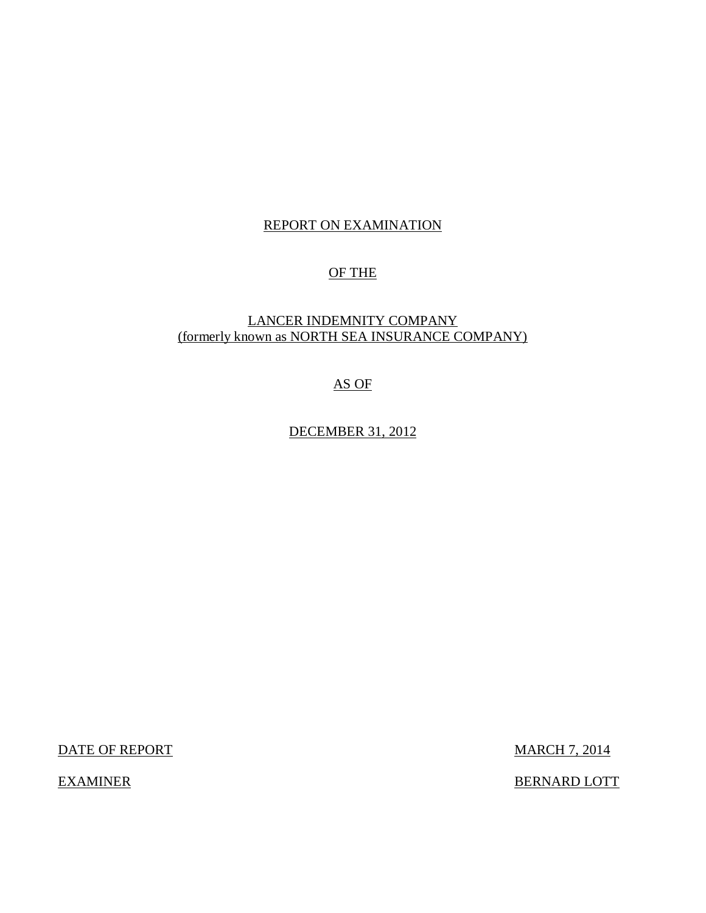# REPORT ON EXAMINATION

# OF THE

# LANCER INDEMNITY COMPANY
## (formerly known as NORTH SEA INSURANCE COMPANY)

# AS OF

# DECEMBER 31, 2012

| | |
|---|---|
| DATE OF REPORT | MARCH 7, 2014 |
| EXAMINER | BERNARD LOTT |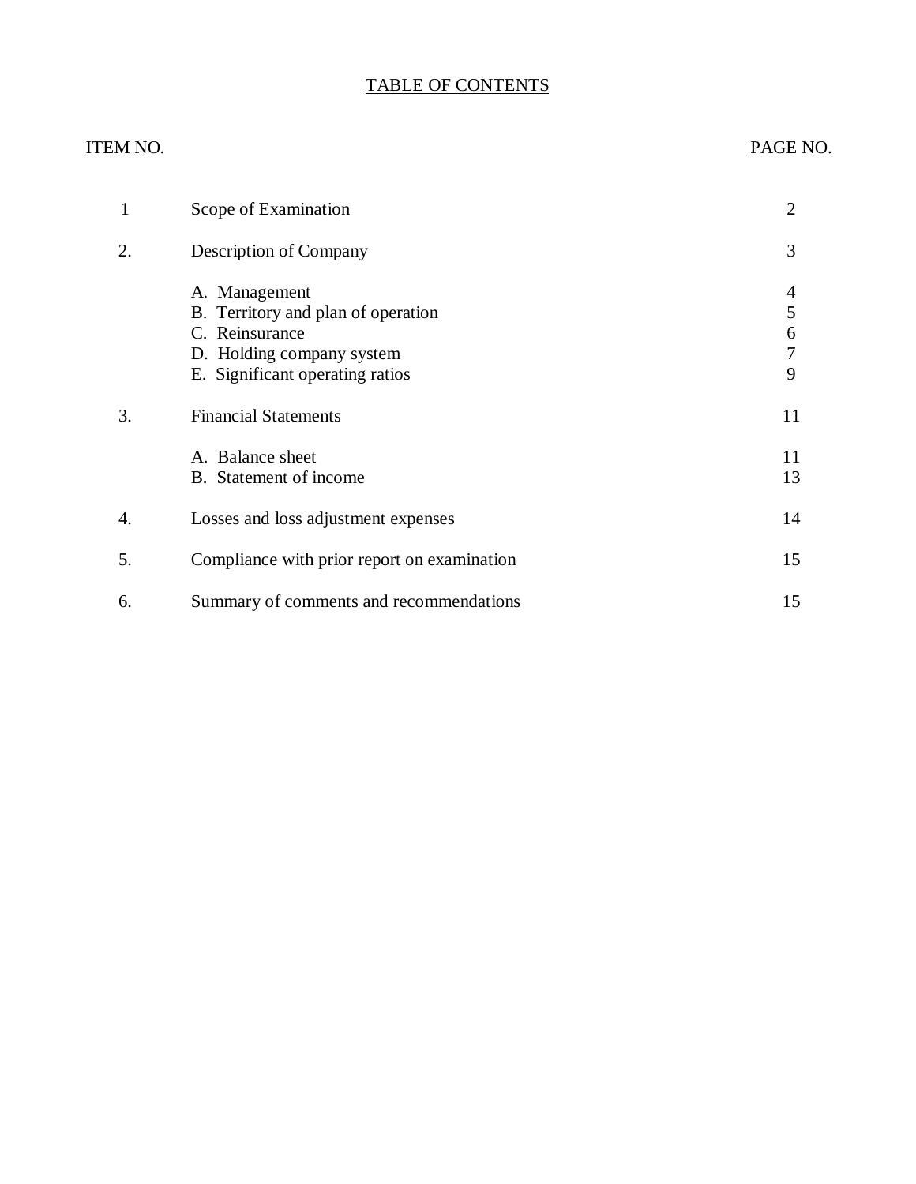# TABLE OF CONTENTS

| ITEM NO. | | PAGE NO. |
|---|---|---|
| 1 | Scope of Examination | 2 |
| 2. | Description of Company | 3 |
| | A. Management | 4 |
| | B. Territory and plan of operation | 5 |
| | C. Reinsurance | 6 |
| | D. Holding company system | 7 |
| | E. Significant operating ratios | 9 |
| 3. | Financial Statements | 11 |
| | A. Balance sheet | 11 |
| | B. Statement of income | 13 |
| 4. | Losses and loss adjustment expenses | 14 |
| 5. | Compliance with prior report on examination | 15 |
| 6. | Summary of comments and recommendations | 15 |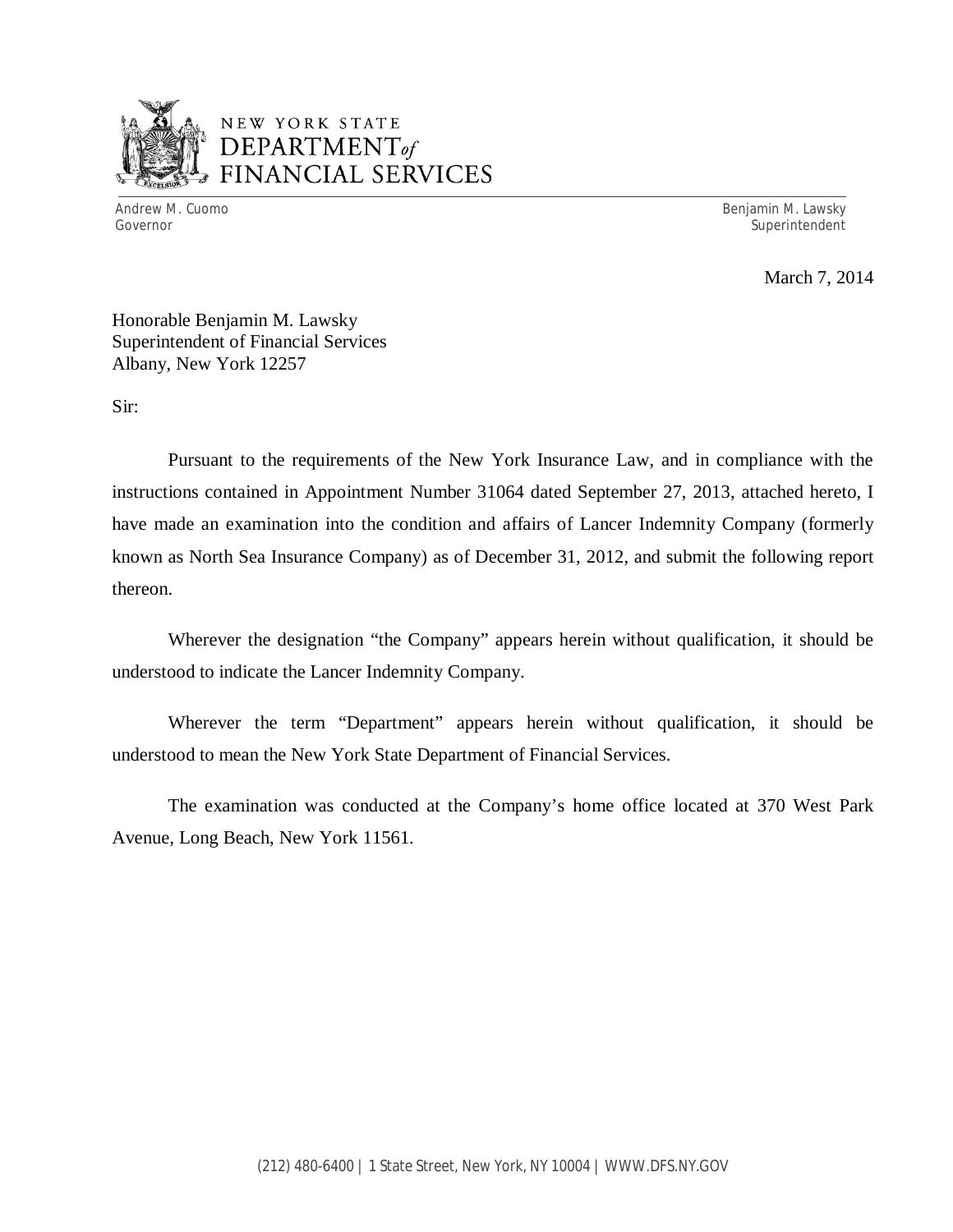NEW YORK STATE
DEPARTMENT of
FINANCIAL SERVICES

Andrew M. Cuomo
Governor

Benjamin M. Lawsky
Superintendent

March 7, 2014

Honorable Benjamin M. Lawsky
Superintendent of Financial Services
Albany, New York 12257

Sir:

Pursuant to the requirements of the New York Insurance Law, and in compliance with the instructions contained in Appointment Number 31064 dated September 27, 2013, attached hereto, I have made an examination into the condition and affairs of Lancer Indemnity Company (formerly known as North Sea Insurance Company) as of December 31, 2012, and submit the following report thereon.

Wherever the designation "the Company" appears herein without qualification, it should be understood to indicate the Lancer Indemnity Company.

Wherever the term "Department" appears herein without qualification, it should be understood to mean the New York State Department of Financial Services.

The examination was conducted at the Company's home office located at 370 West Park Avenue, Long Beach, New York 11561.

(212) 480-6400 | 1 State Street, New York, NY 10004 | WWW.DFS.NY.GOV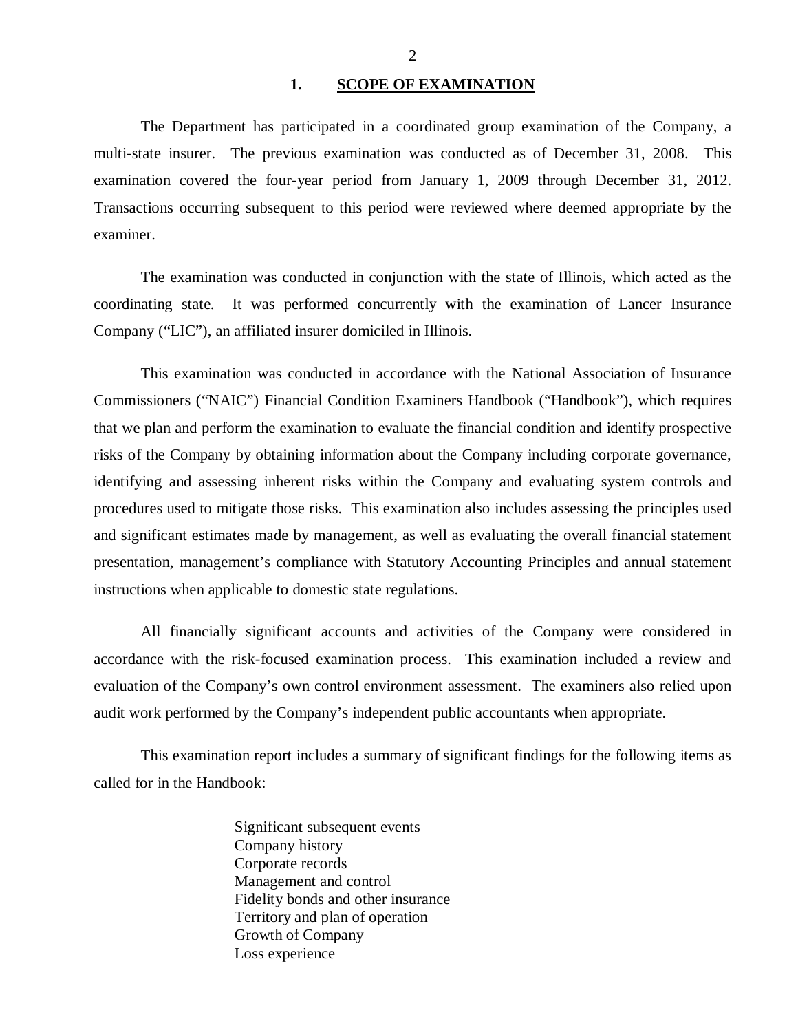## 1. SCOPE OF EXAMINATION

The Department has participated in a coordinated group examination of the Company, a multi-state insurer. The previous examination was conducted as of December 31, 2008. This examination covered the four-year period from January 1, 2009 through December 31, 2012. Transactions occurring subsequent to this period were reviewed where deemed appropriate by the examiner.

The examination was conducted in conjunction with the state of Illinois, which acted as the coordinating state. It was performed concurrently with the examination of Lancer Insurance Company ("LIC"), an affiliated insurer domiciled in Illinois.

This examination was conducted in accordance with the National Association of Insurance Commissioners ("NAIC") Financial Condition Examiners Handbook ("Handbook"), which requires that we plan and perform the examination to evaluate the financial condition and identify prospective risks of the Company by obtaining information about the Company including corporate governance, identifying and assessing inherent risks within the Company and evaluating system controls and procedures used to mitigate those risks. This examination also includes assessing the principles used and significant estimates made by management, as well as evaluating the overall financial statement presentation, management's compliance with Statutory Accounting Principles and annual statement instructions when applicable to domestic state regulations.

All financially significant accounts and activities of the Company were considered in accordance with the risk-focused examination process. This examination included a review and evaluation of the Company's own control environment assessment. The examiners also relied upon audit work performed by the Company's independent public accountants when appropriate.

This examination report includes a summary of significant findings for the following items as called for in the Handbook:

- Significant subsequent events
- Company history
- Corporate records
- Management and control
- Fidelity bonds and other insurance
- Territory and plan of operation
- Growth of Company
- Loss experience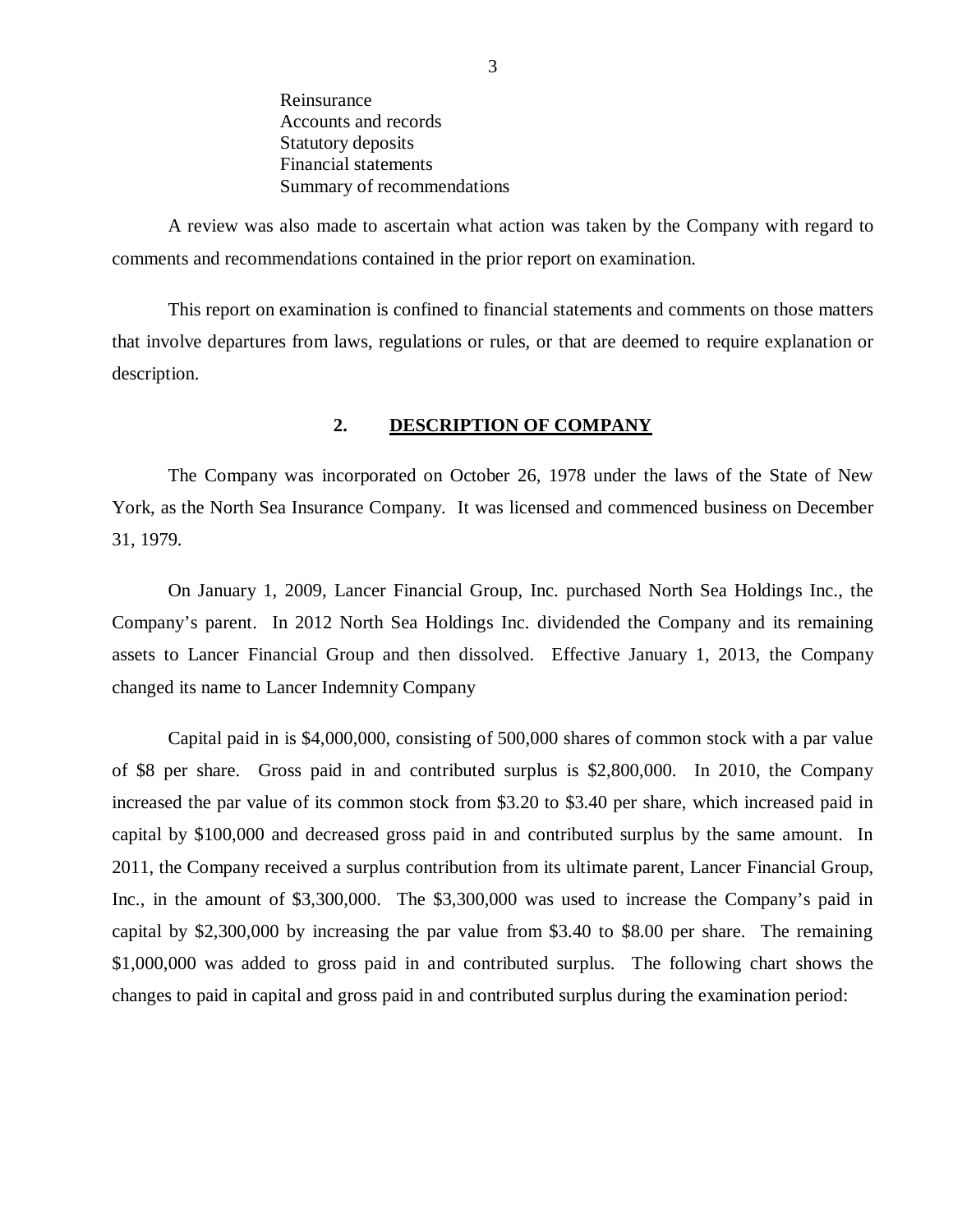Reinsurance
Accounts and records
Statutory deposits
Financial statements
Summary of recommendations

A review was also made to ascertain what action was taken by the Company with regard to comments and recommendations contained in the prior report on examination.

This report on examination is confined to financial statements and comments on those matters that involve departures from laws, regulations or rules, or that are deemed to require explanation or description.

## 2. DESCRIPTION OF COMPANY

The Company was incorporated on October 26, 1978 under the laws of the State of New York, as the North Sea Insurance Company. It was licensed and commenced business on December 31, 1979.

On January 1, 2009, Lancer Financial Group, Inc. purchased North Sea Holdings Inc., the Company's parent. In 2012 North Sea Holdings Inc. dividended the Company and its remaining assets to Lancer Financial Group and then dissolved. Effective January 1, 2013, the Company changed its name to Lancer Indemnity Company

Capital paid in is $4,000,000, consisting of 500,000 shares of common stock with a par value of $8 per share. Gross paid in and contributed surplus is $2,800,000. In 2010, the Company increased the par value of its common stock from $3.20 to $3.40 per share, which increased paid in capital by $100,000 and decreased gross paid in and contributed surplus by the same amount. In 2011, the Company received a surplus contribution from its ultimate parent, Lancer Financial Group, Inc., in the amount of $3,300,000. The $3,300,000 was used to increase the Company's paid in capital by $2,300,000 by increasing the par value from $3.40 to $8.00 per share. The remaining $1,000,000 was added to gross paid in and contributed surplus. The following chart shows the changes to paid in capital and gross paid in and contributed surplus during the examination period: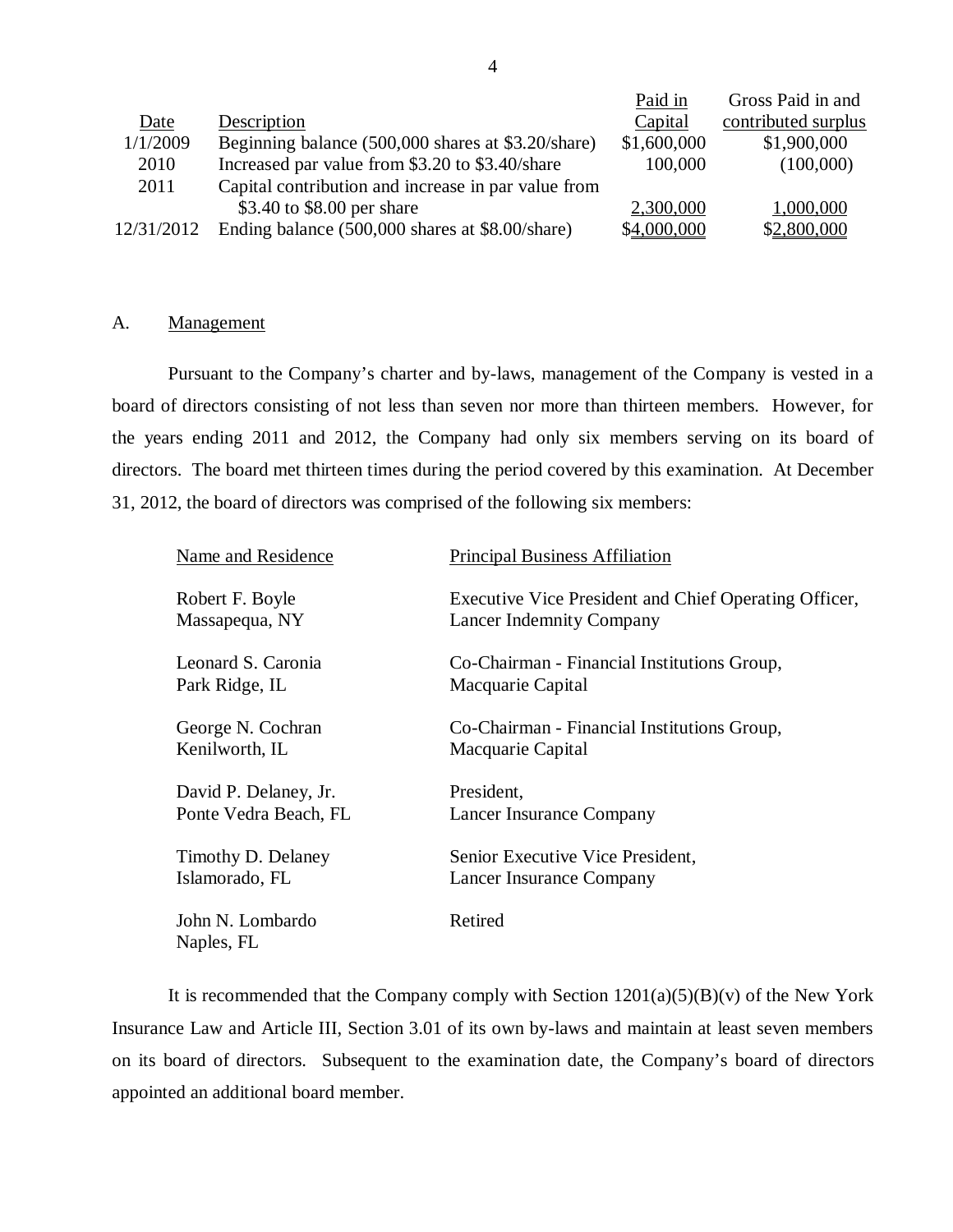| Date | Description | Paid in Capital | Gross Paid in and contributed surplus |
|---|---|---|---|
| 1/1/2009 | Beginning balance (500,000 shares at $3.20/share) | $1,600,000 | $1,900,000 |
| 2010 | Increased par value from $3.20 to $3.40/share | 100,000 | (100,000) |
| 2011 | Capital contribution and increase in par value from $3.40 to $8.00 per share | 2,300,000 | 1,000,000 |
| 12/31/2012 | Ending balance (500,000 shares at $8.00/share) | $4,000,000 | $2,800,000 |

A. Management

Pursuant to the Company's charter and by-laws, management of the Company is vested in a board of directors consisting of not less than seven nor more than thirteen members. However, for the years ending 2011 and 2012, the Company had only six members serving on its board of directors. The board met thirteen times during the period covered by this examination. At December 31, 2012, the board of directors was comprised of the following six members:

| Name and Residence | Principal Business Affiliation |
|---|---|
| Robert F. Boyle<br>Massapequa, NY | Executive Vice President and Chief Operating Officer,<br>Lancer Indemnity Company |
| Leonard S. Caronia<br>Park Ridge, IL | Co-Chairman - Financial Institutions Group,<br>Macquarie Capital |
| George N. Cochran<br>Kenilworth, IL | Co-Chairman - Financial Institutions Group,<br>Macquarie Capital |
| David P. Delaney, Jr.<br>Ponte Vedra Beach, FL | President,<br>Lancer Insurance Company |
| Timothy D. Delaney<br>Islamorado, FL | Senior Executive Vice President,<br>Lancer Insurance Company |
| John N. Lombardo<br>Naples, FL | Retired |

It is recommended that the Company comply with Section 1201(a)(5)(B)(v) of the New York Insurance Law and Article III, Section 3.01 of its own by-laws and maintain at least seven members on its board of directors. Subsequent to the examination date, the Company's board of directors appointed an additional board member.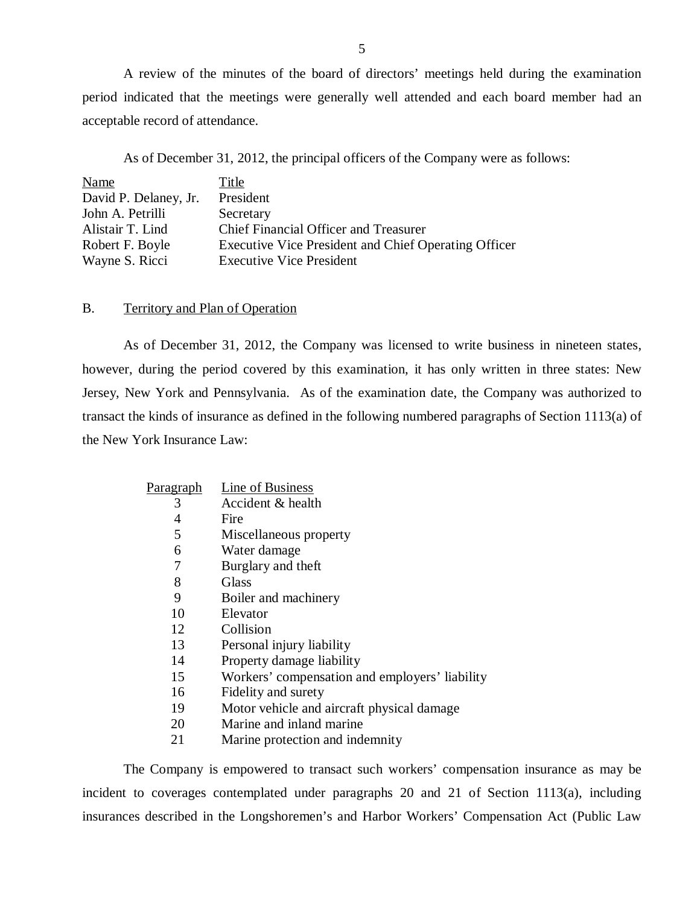A review of the minutes of the board of directors' meetings held during the examination period indicated that the meetings were generally well attended and each board member had an acceptable record of attendance.

As of December 31, 2012, the principal officers of the Company were as follows:

| Name | Title |
|---|---|
| David P. Delaney, Jr. | President |
| John A. Petrilli | Secretary |
| Alistair T. Lind | Chief Financial Officer and Treasurer |
| Robert F. Boyle | Executive Vice President and Chief Operating Officer |
| Wayne S. Ricci | Executive Vice President |

## B. Territory and Plan of Operation

As of December 31, 2012, the Company was licensed to write business in nineteen states, however, during the period covered by this examination, it has only written in three states: New Jersey, New York and Pennsylvania. As of the examination date, the Company was authorized to transact the kinds of insurance as defined in the following numbered paragraphs of Section 1113(a) of the New York Insurance Law:

| Paragraph | Line of Business |
|---|---|
| 3 | Accident & health |
| 4 | Fire |
| 5 | Miscellaneous property |
| 6 | Water damage |
| 7 | Burglary and theft |
| 8 | Glass |
| 9 | Boiler and machinery |
| 10 | Elevator |
| 12 | Collision |
| 13 | Personal injury liability |
| 14 | Property damage liability |
| 15 | Workers' compensation and employers' liability |
| 16 | Fidelity and surety |
| 19 | Motor vehicle and aircraft physical damage |
| 20 | Marine and inland marine |
| 21 | Marine protection and indemnity |

The Company is empowered to transact such workers' compensation insurance as may be incident to coverages contemplated under paragraphs 20 and 21 of Section 1113(a), including insurances described in the Longshoremen's and Harbor Workers' Compensation Act (Public Law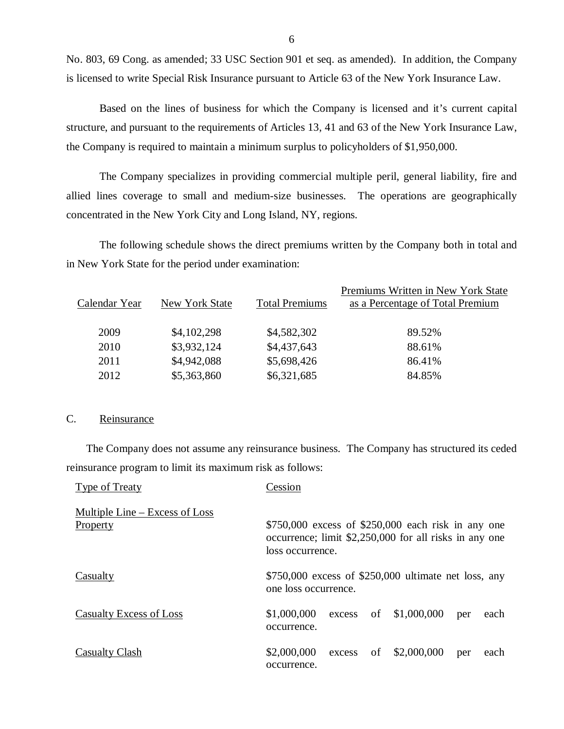No. 803, 69 Cong. as amended; 33 USC Section 901 et seq. as amended). In addition, the Company is licensed to write Special Risk Insurance pursuant to Article 63 of the New York Insurance Law.

Based on the lines of business for which the Company is licensed and it's current capital structure, and pursuant to the requirements of Articles 13, 41 and 63 of the New York Insurance Law, the Company is required to maintain a minimum surplus to policyholders of $1,950,000.

The Company specializes in providing commercial multiple peril, general liability, fire and allied lines coverage to small and medium-size businesses. The operations are geographically concentrated in the New York City and Long Island, NY, regions.

The following schedule shows the direct premiums written by the Company both in total and in New York State for the period under examination:

| Calendar Year | New York State | Total Premiums | Premiums Written in New York State as a Percentage of Total Premium |
|---|---|---|---|
| 2009 | $4,102,298 | $4,582,302 | 89.52% |
| 2010 | $3,932,124 | $4,437,643 | 88.61% |
| 2011 | $4,942,088 | $5,698,426 | 86.41% |
| 2012 | $5,363,860 | $6,321,685 | 84.85% |

C. Reinsurance

The Company does not assume any reinsurance business. The Company has structured its ceded reinsurance program to limit its maximum risk as follows:

| Type of Treaty | Cession |
|---|---|
| Multiple Line – Excess of Loss | |
| Property | $750,000 excess of $250,000 each risk in any one occurrence; limit $2,250,000 for all risks in any one loss occurrence. |
| Casualty | $750,000 excess of $250,000 ultimate net loss, any one loss occurrence. |
| Casualty Excess of Loss | $1,000,000 excess of $1,000,000 per each occurrence. |
| Casualty Clash | $2,000,000 excess of $2,000,000 per each occurrence. |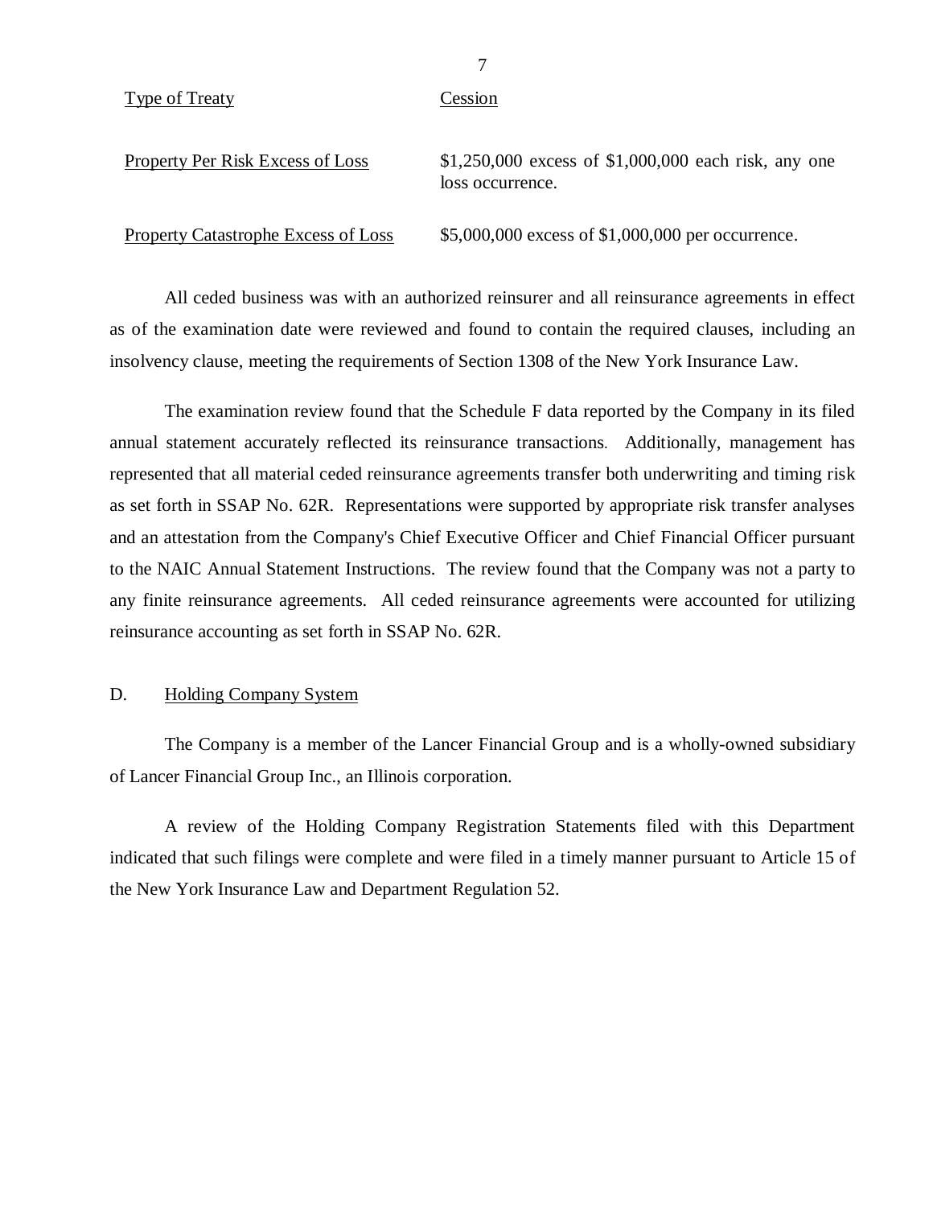| Type of Treaty | Cession |
|---|---|
| Property Per Risk Excess of Loss | $1,250,000 excess of $1,000,000 each risk, any one loss occurrence. |
| Property Catastrophe Excess of Loss | $5,000,000 excess of $1,000,000 per occurrence. |

All ceded business was with an authorized reinsurer and all reinsurance agreements in effect as of the examination date were reviewed and found to contain the required clauses, including an insolvency clause, meeting the requirements of Section 1308 of the New York Insurance Law.

The examination review found that the Schedule F data reported by the Company in its filed annual statement accurately reflected its reinsurance transactions. Additionally, management has represented that all material ceded reinsurance agreements transfer both underwriting and timing risk as set forth in SSAP No. 62R. Representations were supported by appropriate risk transfer analyses and an attestation from the Company's Chief Executive Officer and Chief Financial Officer pursuant to the NAIC Annual Statement Instructions. The review found that the Company was not a party to any finite reinsurance agreements. All ceded reinsurance agreements were accounted for utilizing reinsurance accounting as set forth in SSAP No. 62R.

## D. Holding Company System

The Company is a member of the Lancer Financial Group and is a wholly-owned subsidiary of Lancer Financial Group Inc., an Illinois corporation.

A review of the Holding Company Registration Statements filed with this Department indicated that such filings were complete and were filed in a timely manner pursuant to Article 15 of the New York Insurance Law and Department Regulation 52.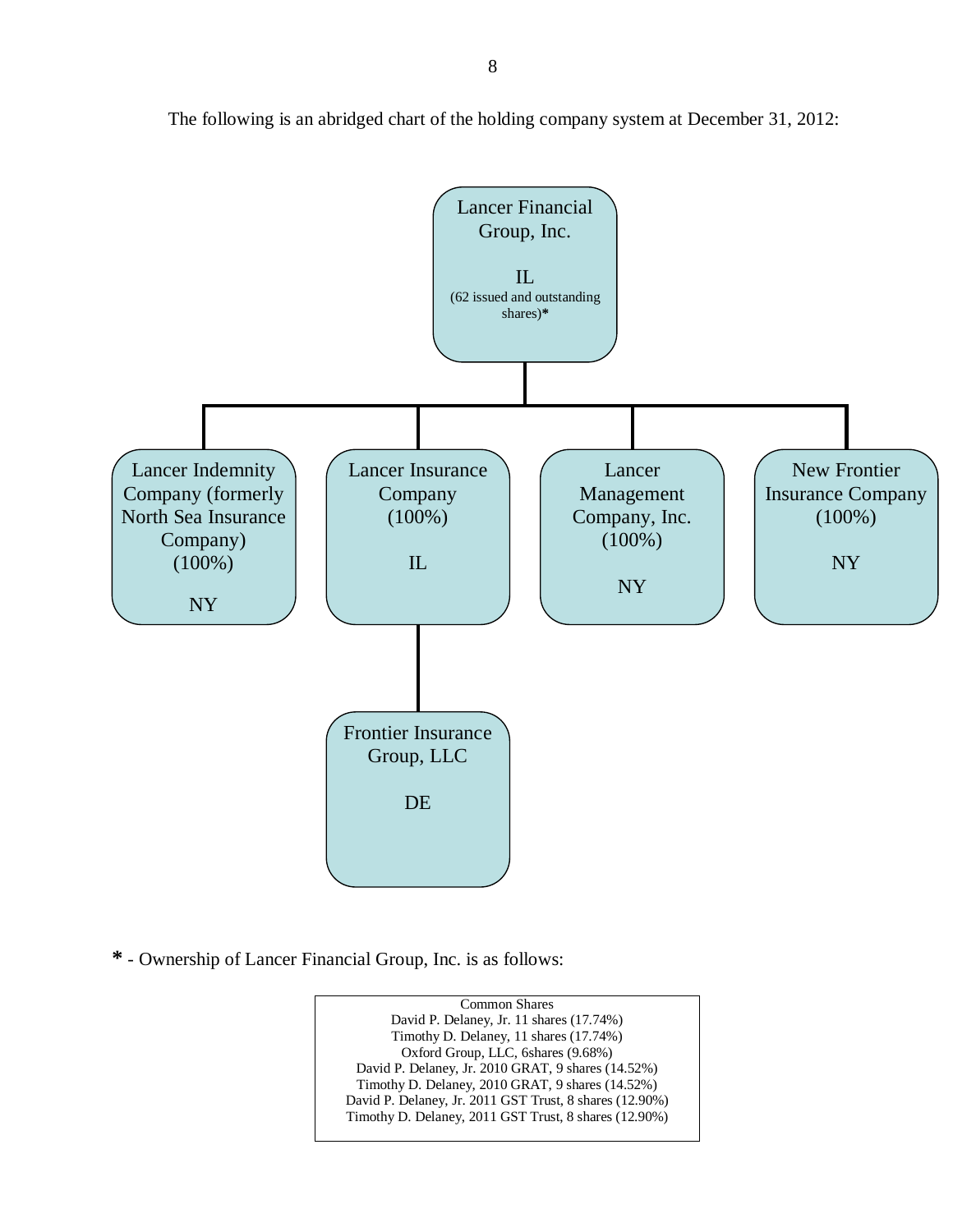The following is an abridged chart of the holding company system at December 31, 2012:

- **Lancer Financial Group, Inc.** — IL (62 issued and outstanding shares)*
  - **Lancer Indemnity Company (formerly North Sea Insurance Company)** (100%) — NY
  - **Lancer Insurance Company** (100%) — IL
    - **Frontier Insurance Group, LLC** — DE
  - **Lancer Management Company, Inc.** (100%) — NY
  - **New Frontier Insurance Company** (100%) — NY

**\*** - Ownership of Lancer Financial Group, Inc. is as follows:

| Common Shares |
|---|
| David P. Delaney, Jr. 11 shares (17.74%) |
| Timothy D. Delaney, 11 shares (17.74%) |
| Oxford Group, LLC, 6shares (9.68%) |
| David P. Delaney, Jr. 2010 GRAT, 9 shares (14.52%) |
| Timothy D. Delaney, 2010 GRAT, 9 shares (14.52%) |
| David P. Delaney, Jr. 2011 GST Trust, 8 shares (12.90%) |
| Timothy D. Delaney, 2011 GST Trust, 8 shares (12.90%) |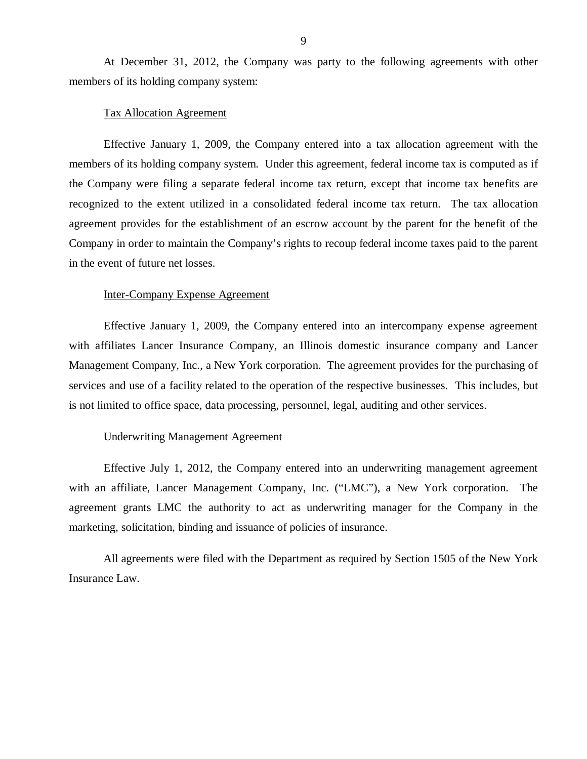At December 31, 2012, the Company was party to the following agreements with other members of its holding company system:

Tax Allocation Agreement

Effective January 1, 2009, the Company entered into a tax allocation agreement with the members of its holding company system. Under this agreement, federal income tax is computed as if the Company were filing a separate federal income tax return, except that income tax benefits are recognized to the extent utilized in a consolidated federal income tax return. The tax allocation agreement provides for the establishment of an escrow account by the parent for the benefit of the Company in order to maintain the Company's rights to recoup federal income taxes paid to the parent in the event of future net losses.

Inter-Company Expense Agreement

Effective January 1, 2009, the Company entered into an intercompany expense agreement with affiliates Lancer Insurance Company, an Illinois domestic insurance company and Lancer Management Company, Inc., a New York corporation. The agreement provides for the purchasing of services and use of a facility related to the operation of the respective businesses. This includes, but is not limited to office space, data processing, personnel, legal, auditing and other services.

Underwriting Management Agreement

Effective July 1, 2012, the Company entered into an underwriting management agreement with an affiliate, Lancer Management Company, Inc. ("LMC"), a New York corporation. The agreement grants LMC the authority to act as underwriting manager for the Company in the marketing, solicitation, binding and issuance of policies of insurance.

All agreements were filed with the Department as required by Section 1505 of the New York Insurance Law.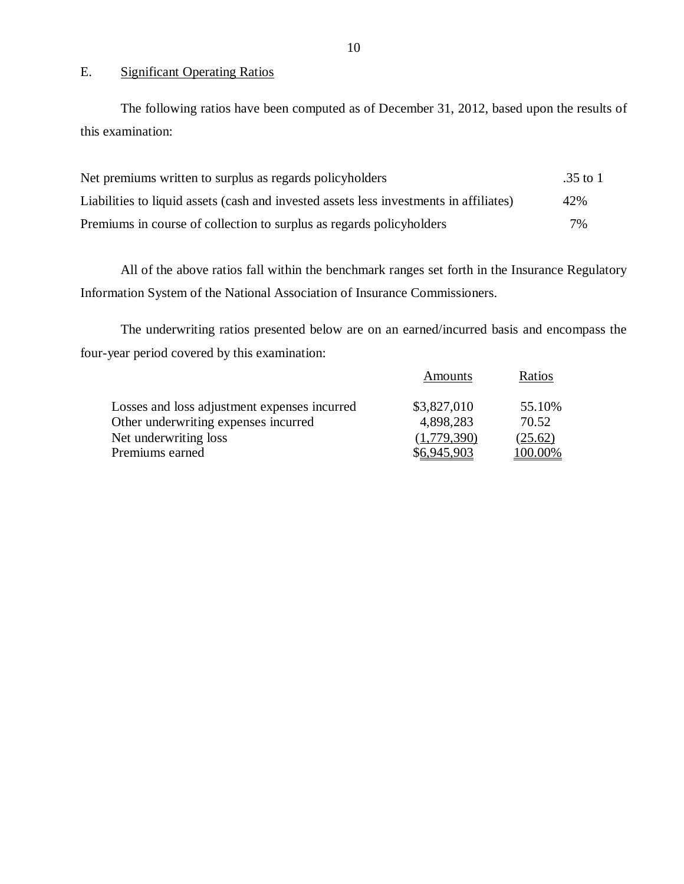## E. Significant Operating Ratios

The following ratios have been computed as of December 31, 2012, based upon the results of this examination:

| | |
|---|---|
| Net premiums written to surplus as regards policyholders | .35 to 1 |
| Liabilities to liquid assets (cash and invested assets less investments in affiliates) | 42% |
| Premiums in course of collection to surplus as regards policyholders | 7% |

All of the above ratios fall within the benchmark ranges set forth in the Insurance Regulatory Information System of the National Association of Insurance Commissioners.

The underwriting ratios presented below are on an earned/incurred basis and encompass the four-year period covered by this examination:

| | Amounts | Ratios |
|---|---|---|
| Losses and loss adjustment expenses incurred | $3,827,010 | 55.10% |
| Other underwriting expenses incurred | 4,898,283 | 70.52 |
| Net underwriting loss | (1,779,390) | (25.62) |
| Premiums earned | $6,945,903 | 100.00% |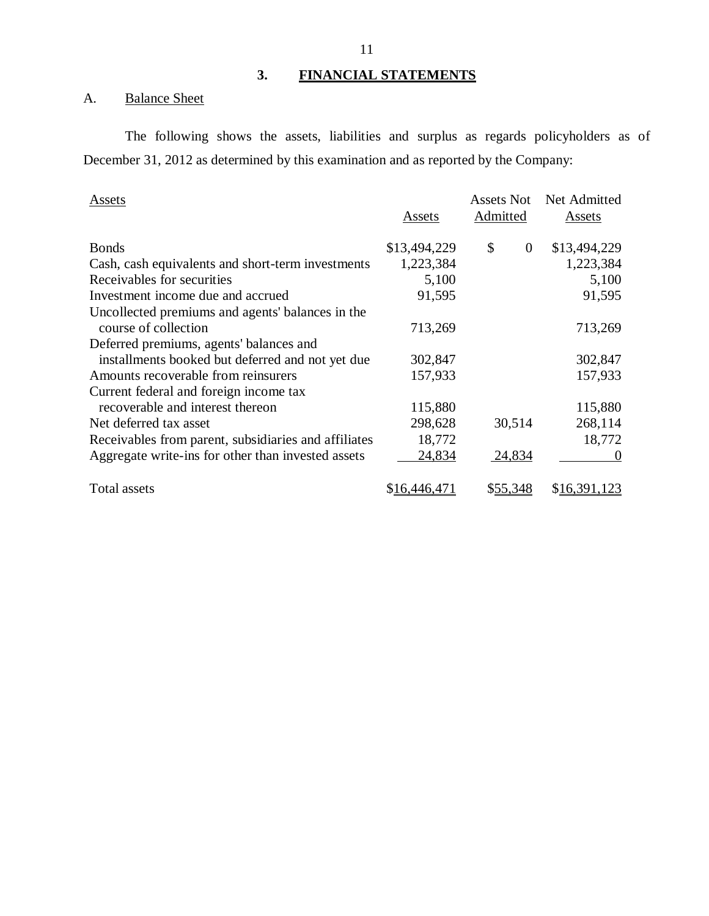## 3. FINANCIAL STATEMENTS

A. Balance Sheet

The following shows the assets, liabilities and surplus as regards policyholders as of December 31, 2012 as determined by this examination and as reported by the Company:

| Assets | Assets | Assets Not Admitted | Net Admitted Assets |
|---|---|---|---|
| Bonds | $13,494,229 | $ 0 | $13,494,229 |
| Cash, cash equivalents and short-term investments | 1,223,384 | | 1,223,384 |
| Receivables for securities | 5,100 | | 5,100 |
| Investment income due and accrued | 91,595 | | 91,595 |
| Uncollected premiums and agents' balances in the course of collection | 713,269 | | 713,269 |
| Deferred premiums, agents' balances and installments booked but deferred and not yet due | 302,847 | | 302,847 |
| Amounts recoverable from reinsurers | 157,933 | | 157,933 |
| Current federal and foreign income tax recoverable and interest thereon | 115,880 | | 115,880 |
| Net deferred tax asset | 298,628 | 30,514 | 268,114 |
| Receivables from parent, subsidiaries and affiliates | 18,772 | | 18,772 |
| Aggregate write-ins for other than invested assets | 24,834 | 24,834 | 0 |
| Total assets | $16,446,471 | $55,348 | $16,391,123 |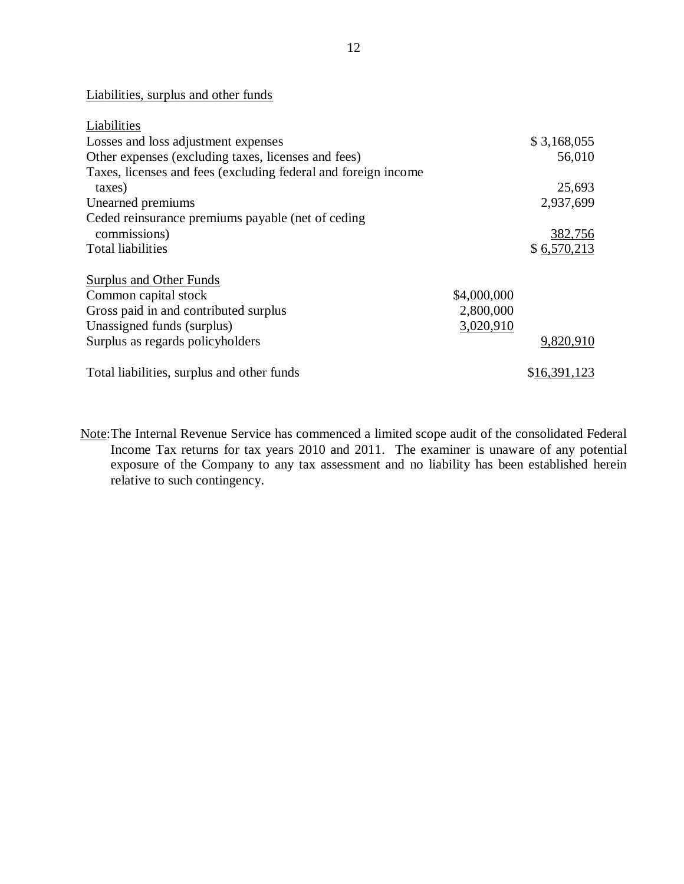Liabilities, surplus and other funds

| | | |
|---|---|---|
| Liabilities | | |
| Losses and loss adjustment expenses | | $ 3,168,055 |
| Other expenses (excluding taxes, licenses and fees) | | 56,010 |
| Taxes, licenses and fees (excluding federal and foreign income taxes) | | 25,693 |
| Unearned premiums | | 2,937,699 |
| Ceded reinsurance premiums payable (net of ceding commissions) | | 382,756 |
| Total liabilities | | $ 6,570,213 |
| | | |
| Surplus and Other Funds | | |
| Common capital stock | $4,000,000 | |
| Gross paid in and contributed surplus | 2,800,000 | |
| Unassigned funds (surplus) | 3,020,910 | |
| Surplus as regards policyholders | | 9,820,910 |
| | | |
| Total liabilities, surplus and other funds | | $16,391,123 |

Note: The Internal Revenue Service has commenced a limited scope audit of the consolidated Federal Income Tax returns for tax years 2010 and 2011. The examiner is unaware of any potential exposure of the Company to any tax assessment and no liability has been established herein relative to such contingency.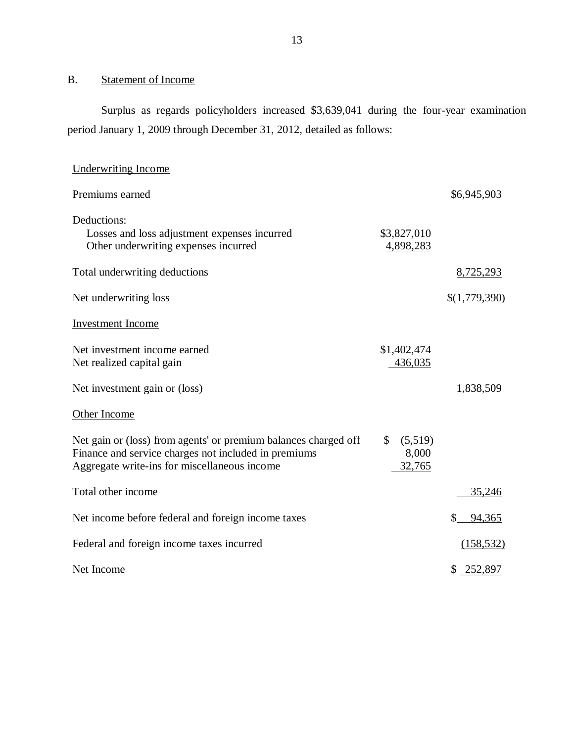## B. Statement of Income

Surplus as regards policyholders increased $3,639,041 during the four-year examination period January 1, 2009 through December 31, 2012, detailed as follows:

| | | |
|---|---|---|
| **Underwriting Income** | | |
| Premiums earned | | $6,945,903 |
| Deductions: | | |
| Losses and loss adjustment expenses incurred | $3,827,010 | |
| Other underwriting expenses incurred | 4,898,283 | |
| Total underwriting deductions | | 8,725,293 |
| Net underwriting loss | | $(1,779,390) |
| **Investment Income** | | |
| Net investment income earned | $1,402,474 | |
| Net realized capital gain | 436,035 | |
| Net investment gain or (loss) | | 1,838,509 |
| **Other Income** | | |
| Net gain or (loss) from agents' or premium balances charged off | $ (5,519) | |
| Finance and service charges not included in premiums | 8,000 | |
| Aggregate write-ins for miscellaneous income | 32,765 | |
| Total other income | | 35,246 |
| Net income before federal and foreign income taxes | | $ 94,365 |
| Federal and foreign income taxes incurred | | (158,532) |
| Net Income | | $ 252,897 |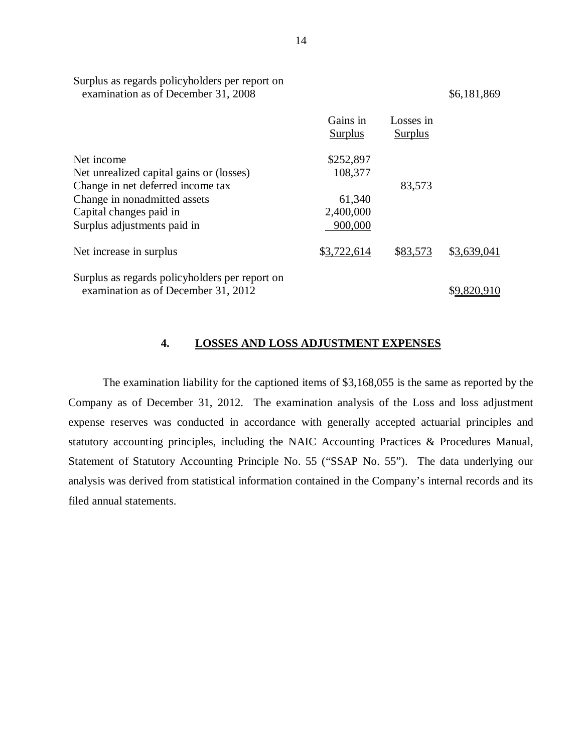| | Gains in Surplus | Losses in Surplus | |
|---|---|---|---|
| Surplus as regards policyholders per report on examination as of December 31, 2008 | | | $6,181,869 |
| Net income | $252,897 | | |
| Net unrealized capital gains or (losses) | 108,377 | | |
| Change in net deferred income tax | | 83,573 | |
| Change in nonadmitted assets | 61,340 | | |
| Capital changes paid in | 2,400,000 | | |
| Surplus adjustments paid in | 900,000 | | |
| Net increase in surplus | $3,722,614 | $83,573 | $3,639,041 |
| Surplus as regards policyholders per report on examination as of December 31, 2012 | | | $9,820,910 |

## 4. LOSSES AND LOSS ADJUSTMENT EXPENSES

The examination liability for the captioned items of $3,168,055 is the same as reported by the Company as of December 31, 2012. The examination analysis of the Loss and loss adjustment expense reserves was conducted in accordance with generally accepted actuarial principles and statutory accounting principles, including the NAIC Accounting Practices & Procedures Manual, Statement of Statutory Accounting Principle No. 55 ("SSAP No. 55"). The data underlying our analysis was derived from statistical information contained in the Company's internal records and its filed annual statements.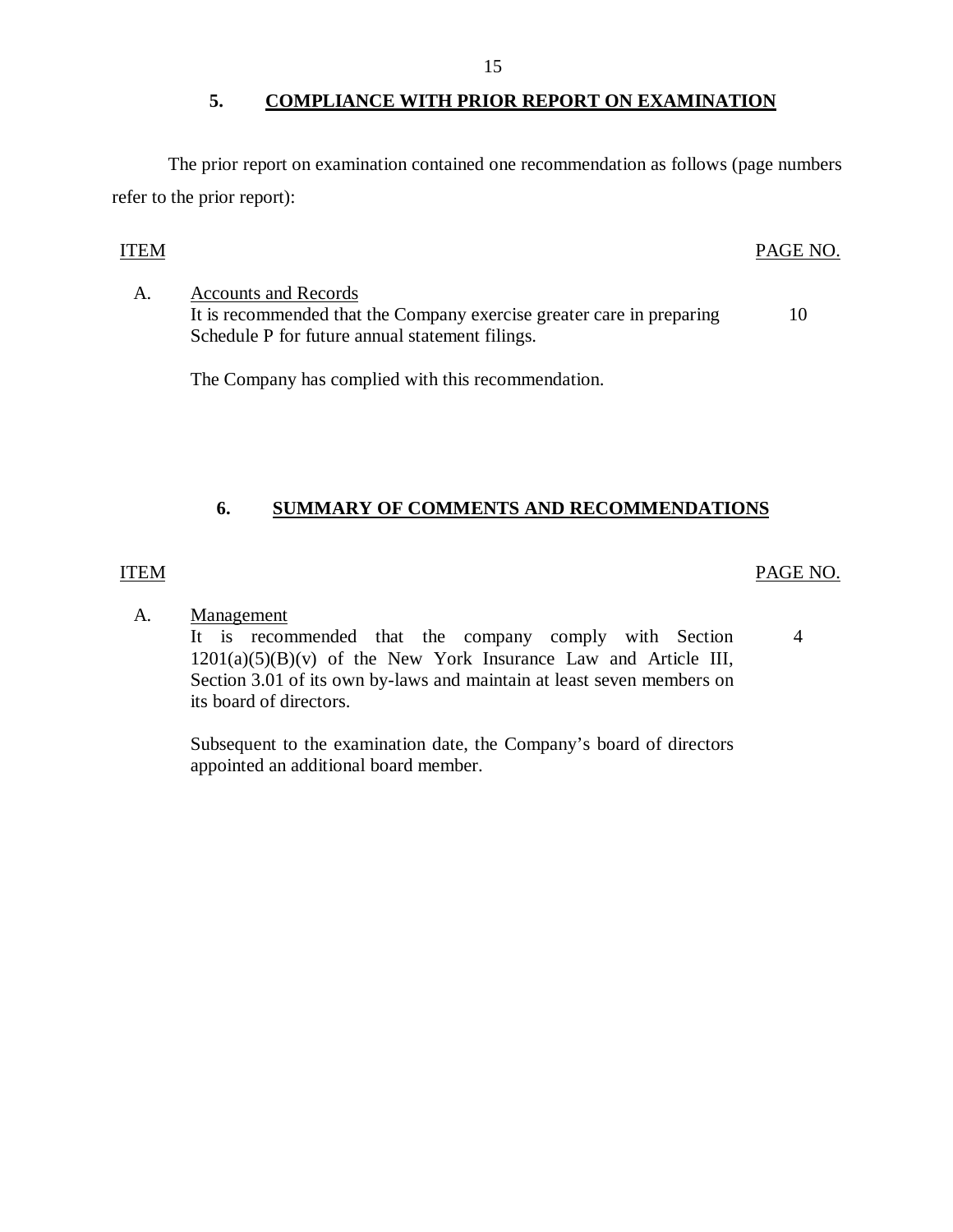## 5. COMPLIANCE WITH PRIOR REPORT ON EXAMINATION

The prior report on examination contained one recommendation as follows (page numbers refer to the prior report):

| ITEM | | PAGE NO. |
|---|---|---|
| A. | Accounts and Records<br>It is recommended that the Company exercise greater care in preparing Schedule P for future annual statement filings.<br><br>The Company has complied with this recommendation. | 10 |

## 6. SUMMARY OF COMMENTS AND RECOMMENDATIONS

| ITEM | | PAGE NO. |
|---|---|---|
| A. | Management<br>It is recommended that the company comply with Section 1201(a)(5)(B)(v) of the New York Insurance Law and Article III, Section 3.01 of its own by-laws and maintain at least seven members on its board of directors.<br><br>Subsequent to the examination date, the Company's board of directors appointed an additional board member. | 4 |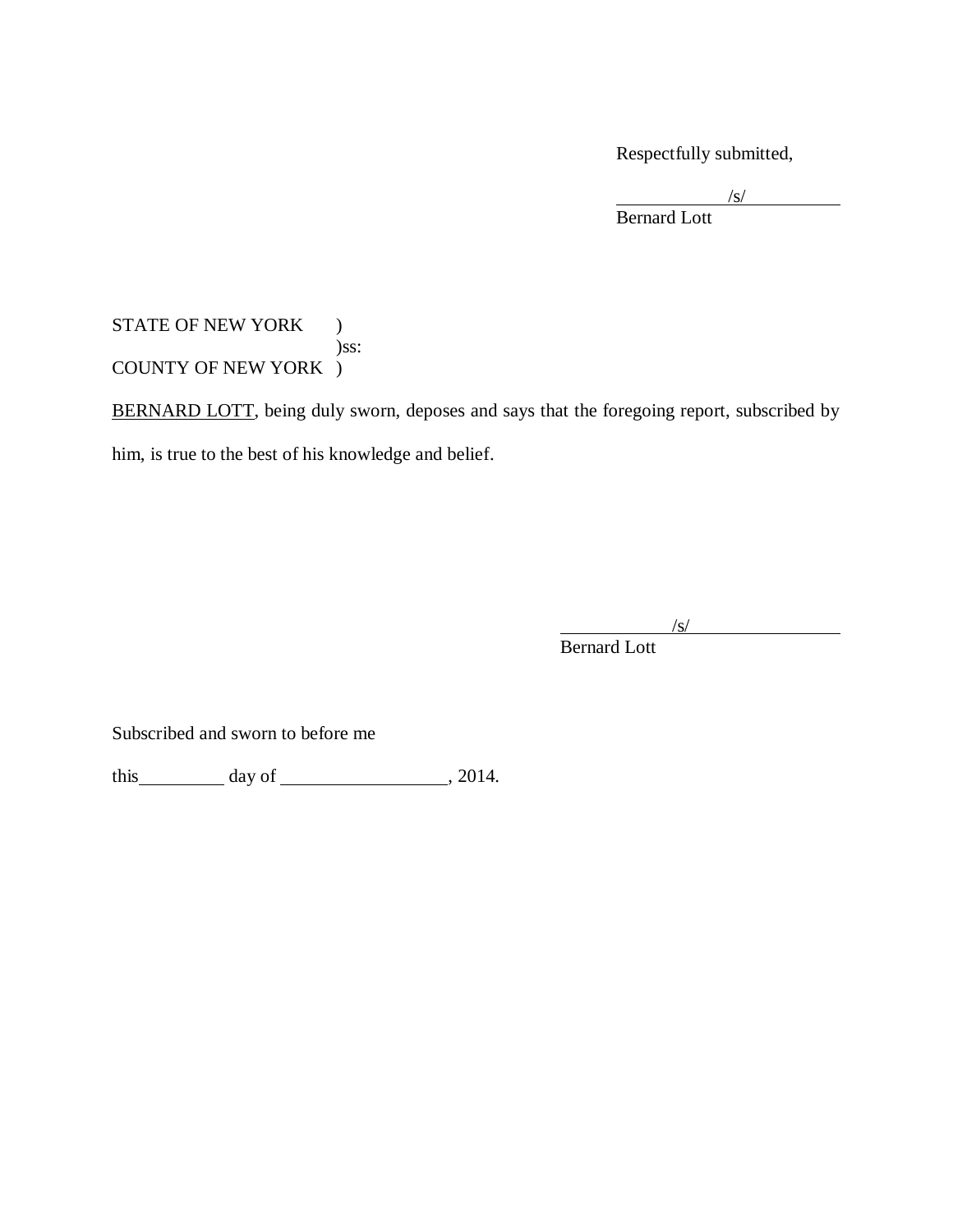Respectfully submitted,

/s/
Bernard Lott

STATE OF NEW YORK )
)ss:
COUNTY OF NEW YORK )

BERNARD LOTT, being duly sworn, deposes and says that the foregoing report, subscribed by him, is true to the best of his knowledge and belief.

/s/
Bernard Lott

Subscribed and sworn to before me

this\_\_\_\_\_\_\_\_\_ day of \_\_\_\_\_\_\_\_\_\_\_\_\_\_\_\_\_\_, 2014.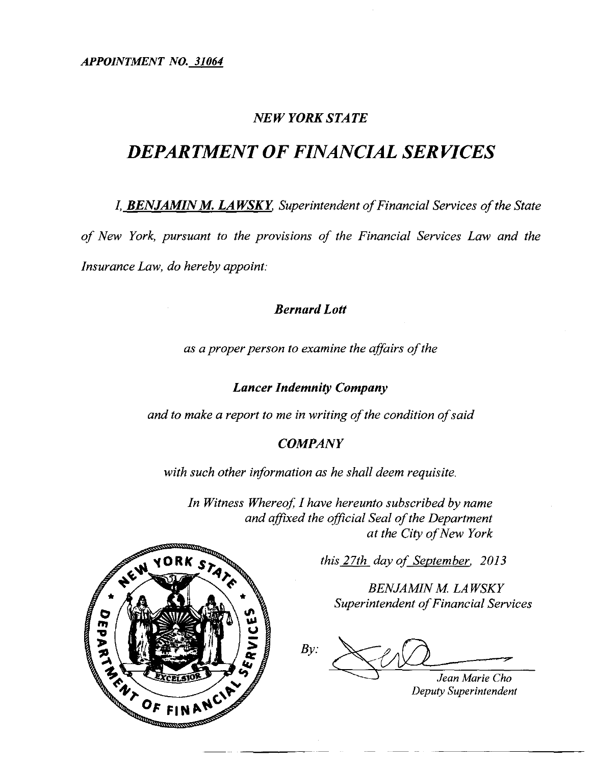*APPOINTMENT NO. 31064*

## *NEW YORK STATE*

# *DEPARTMENT OF FINANCIAL SERVICES*

*I, **BENJAMIN M. LAWSKY**, Superintendent of Financial Services of the State of New York, pursuant to the provisions of the Financial Services Law and the Insurance Law, do hereby appoint:*

***Bernard Lott***

*as a proper person to examine the affairs of the*

***Lancer Indemnity Company***

*and to make a report to me in writing of the condition of said*

***COMPANY***

*with such other information as he shall deem requisite.*

*In Witness Whereof, I have hereunto subscribed by name and affixed the official Seal of the Department at the City of New York*

*this 27th day of September, 2013*

*BENJAMIN M. LAWSKY*
*Superintendent of Financial Services*

*By:*

*Jean Marie Cho*
*Deputy Superintendent*